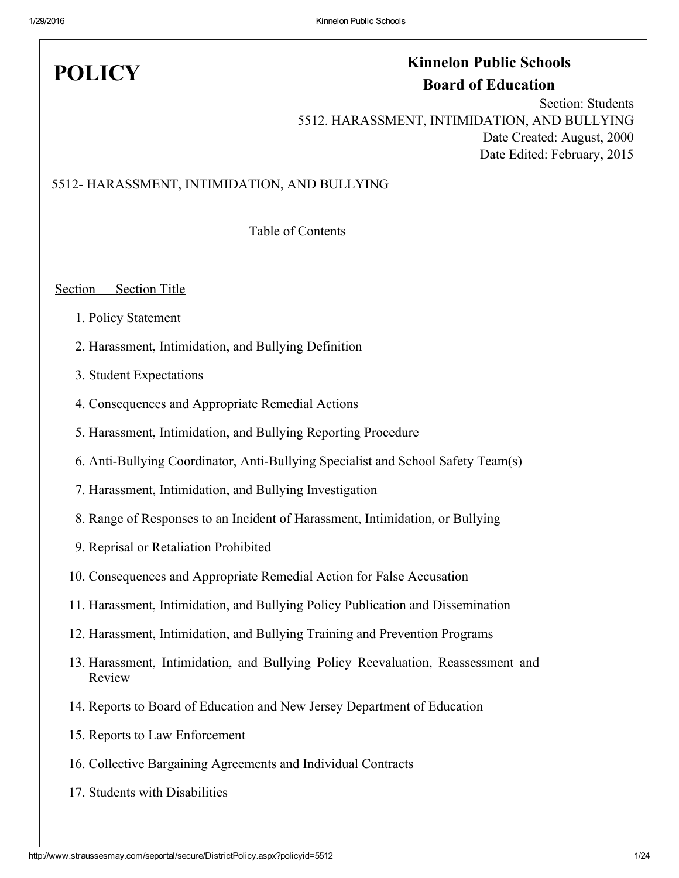# POLICY

**Kinnelon Public Schools**
**Board of Education**

Section: Students
5512. HARASSMENT, INTIMIDATION, AND BULLYING
Date Created: August, 2000
Date Edited: February, 2015

5512- HARASSMENT, INTIMIDATION, AND BULLYING

Table of Contents

Section Section Title

1. Policy Statement
2. Harassment, Intimidation, and Bullying Definition
3. Student Expectations
4. Consequences and Appropriate Remedial Actions
5. Harassment, Intimidation, and Bullying Reporting Procedure
6. Anti-Bullying Coordinator, Anti-Bullying Specialist and School Safety Team(s)
7. Harassment, Intimidation, and Bullying Investigation
8. Range of Responses to an Incident of Harassment, Intimidation, or Bullying
9. Reprisal or Retaliation Prohibited
10. Consequences and Appropriate Remedial Action for False Accusation
11. Harassment, Intimidation, and Bullying Policy Publication and Dissemination
12. Harassment, Intimidation, and Bullying Training and Prevention Programs
13. Harassment, Intimidation, and Bullying Policy Reevaluation, Reassessment and Review
14. Reports to Board of Education and New Jersey Department of Education
15. Reports to Law Enforcement
16. Collective Bargaining Agreements and Individual Contracts
17. Students with Disabilities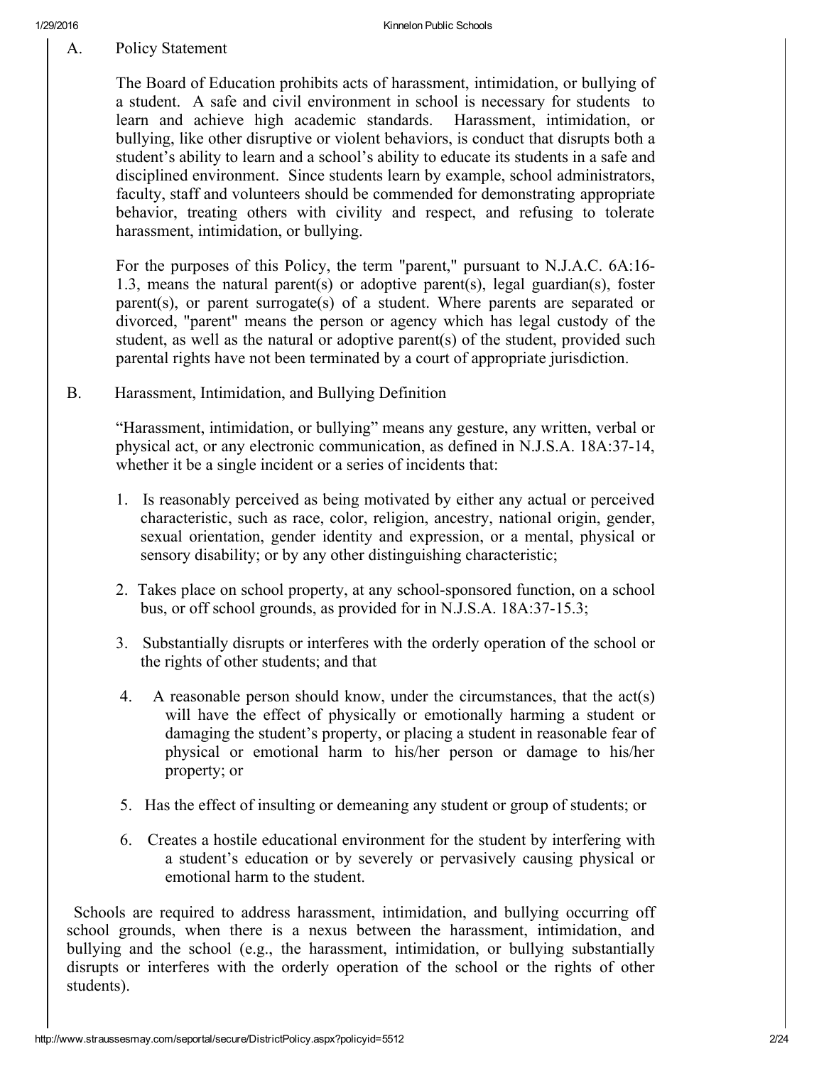## A. Policy Statement

The Board of Education prohibits acts of harassment, intimidation, or bullying of a student. A safe and civil environment in school is necessary for students to learn and achieve high academic standards. Harassment, intimidation, or bullying, like other disruptive or violent behaviors, is conduct that disrupts both a student's ability to learn and a school's ability to educate its students in a safe and disciplined environment. Since students learn by example, school administrators, faculty, staff and volunteers should be commended for demonstrating appropriate behavior, treating others with civility and respect, and refusing to tolerate harassment, intimidation, or bullying.

For the purposes of this Policy, the term "parent," pursuant to N.J.A.C. 6A:16-1.3, means the natural parent(s) or adoptive parent(s), legal guardian(s), foster parent(s), or parent surrogate(s) of a student. Where parents are separated or divorced, "parent" means the person or agency which has legal custody of the student, as well as the natural or adoptive parent(s) of the student, provided such parental rights have not been terminated by a court of appropriate jurisdiction.

## B. Harassment, Intimidation, and Bullying Definition

"Harassment, intimidation, or bullying" means any gesture, any written, verbal or physical act, or any electronic communication, as defined in N.J.S.A. 18A:37-14, whether it be a single incident or a series of incidents that:

1. Is reasonably perceived as being motivated by either any actual or perceived characteristic, such as race, color, religion, ancestry, national origin, gender, sexual orientation, gender identity and expression, or a mental, physical or sensory disability; or by any other distinguishing characteristic;
2. Takes place on school property, at any school-sponsored function, on a school bus, or off school grounds, as provided for in N.J.S.A. 18A:37-15.3;
3. Substantially disrupts or interferes with the orderly operation of the school or the rights of other students; and that
4. A reasonable person should know, under the circumstances, that the act(s) will have the effect of physically or emotionally harming a student or damaging the student's property, or placing a student in reasonable fear of physical or emotional harm to his/her person or damage to his/her property; or
5. Has the effect of insulting or demeaning any student or group of students; or
6. Creates a hostile educational environment for the student by interfering with a student's education or by severely or pervasively causing physical or emotional harm to the student.

Schools are required to address harassment, intimidation, and bullying occurring off school grounds, when there is a nexus between the harassment, intimidation, and bullying and the school (e.g., the harassment, intimidation, or bullying substantially disrupts or interferes with the orderly operation of the school or the rights of other students).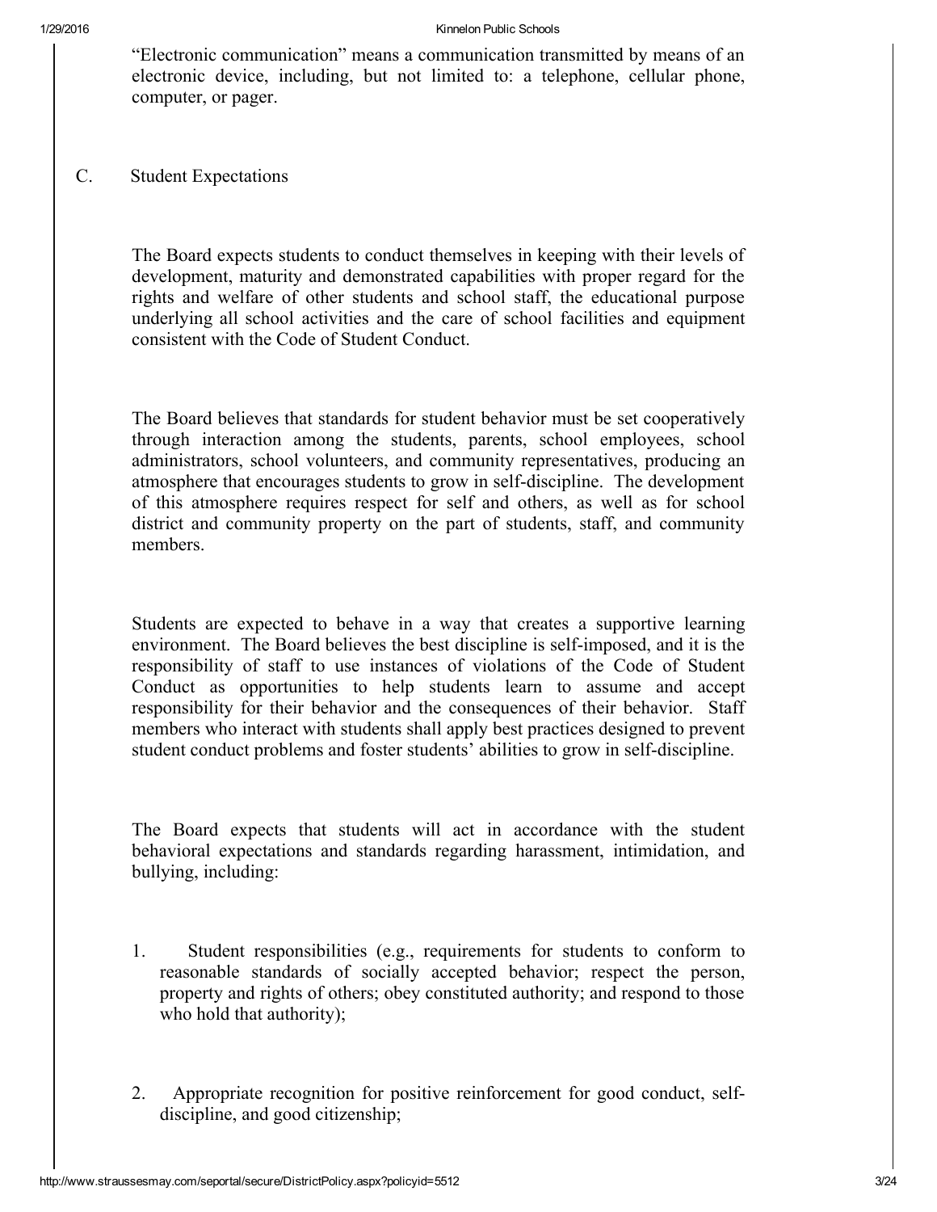"Electronic communication" means a communication transmitted by means of an electronic device, including, but not limited to: a telephone, cellular phone, computer, or pager.

C. Student Expectations

The Board expects students to conduct themselves in keeping with their levels of development, maturity and demonstrated capabilities with proper regard for the rights and welfare of other students and school staff, the educational purpose underlying all school activities and the care of school facilities and equipment consistent with the Code of Student Conduct.

The Board believes that standards for student behavior must be set cooperatively through interaction among the students, parents, school employees, school administrators, school volunteers, and community representatives, producing an atmosphere that encourages students to grow in self-discipline. The development of this atmosphere requires respect for self and others, as well as for school district and community property on the part of students, staff, and community members.

Students are expected to behave in a way that creates a supportive learning environment. The Board believes the best discipline is self-imposed, and it is the responsibility of staff to use instances of violations of the Code of Student Conduct as opportunities to help students learn to assume and accept responsibility for their behavior and the consequences of their behavior. Staff members who interact with students shall apply best practices designed to prevent student conduct problems and foster students' abilities to grow in self-discipline.

The Board expects that students will act in accordance with the student behavioral expectations and standards regarding harassment, intimidation, and bullying, including:

1. Student responsibilities (e.g., requirements for students to conform to reasonable standards of socially accepted behavior; respect the person, property and rights of others; obey constituted authority; and respond to those who hold that authority);

2. Appropriate recognition for positive reinforcement for good conduct, self-discipline, and good citizenship;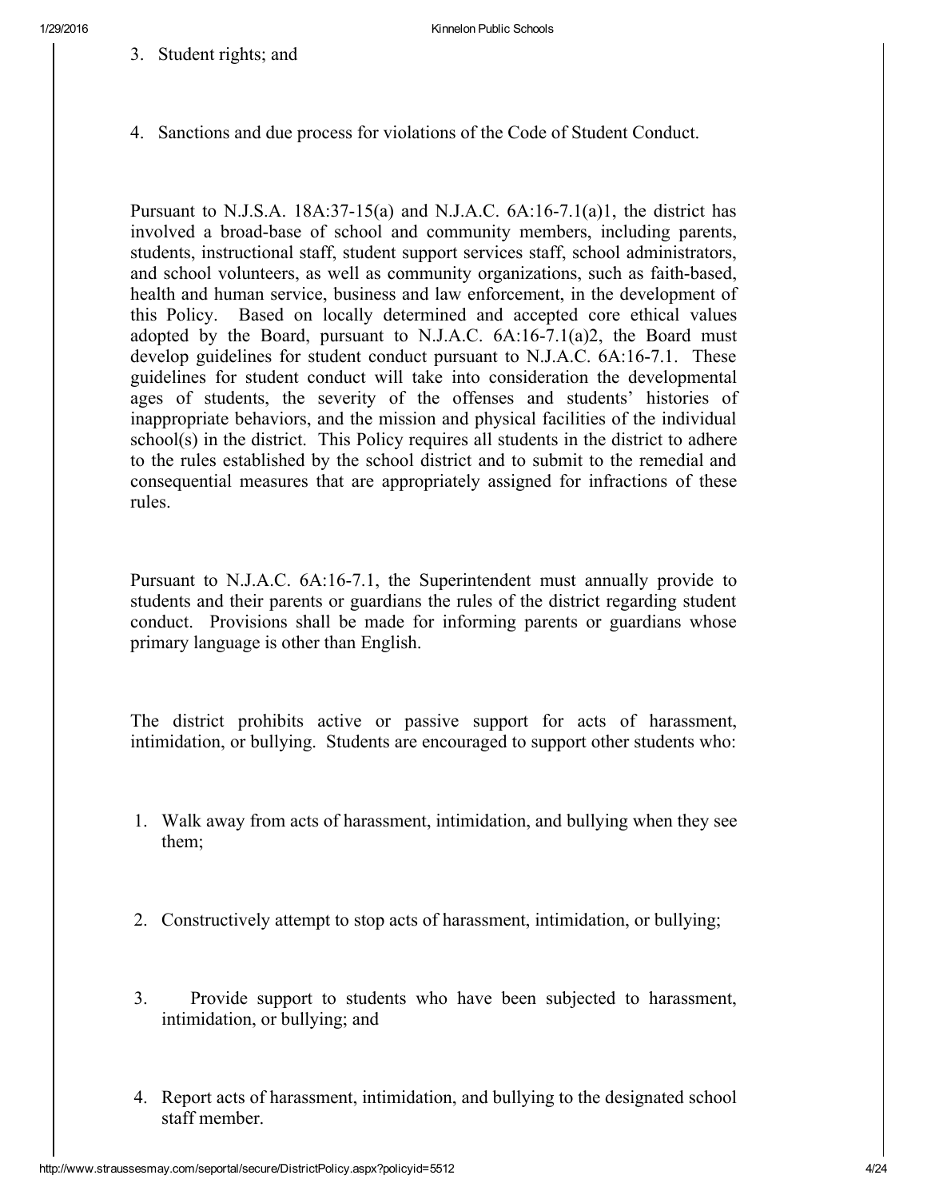3. Student rights; and

4. Sanctions and due process for violations of the Code of Student Conduct.

Pursuant to N.J.S.A. 18A:37-15(a) and N.J.A.C. 6A:16-7.1(a)1, the district has involved a broad-base of school and community members, including parents, students, instructional staff, student support services staff, school administrators, and school volunteers, as well as community organizations, such as faith-based, health and human service, business and law enforcement, in the development of this Policy. Based on locally determined and accepted core ethical values adopted by the Board, pursuant to N.J.A.C. 6A:16-7.1(a)2, the Board must develop guidelines for student conduct pursuant to N.J.A.C. 6A:16-7.1. These guidelines for student conduct will take into consideration the developmental ages of students, the severity of the offenses and students' histories of inappropriate behaviors, and the mission and physical facilities of the individual school(s) in the district. This Policy requires all students in the district to adhere to the rules established by the school district and to submit to the remedial and consequential measures that are appropriately assigned for infractions of these rules.

Pursuant to N.J.A.C. 6A:16-7.1, the Superintendent must annually provide to students and their parents or guardians the rules of the district regarding student conduct. Provisions shall be made for informing parents or guardians whose primary language is other than English.

The district prohibits active or passive support for acts of harassment, intimidation, or bullying. Students are encouraged to support other students who:

1. Walk away from acts of harassment, intimidation, and bullying when they see them;

2. Constructively attempt to stop acts of harassment, intimidation, or bullying;

3. Provide support to students who have been subjected to harassment, intimidation, or bullying; and

4. Report acts of harassment, intimidation, and bullying to the designated school staff member.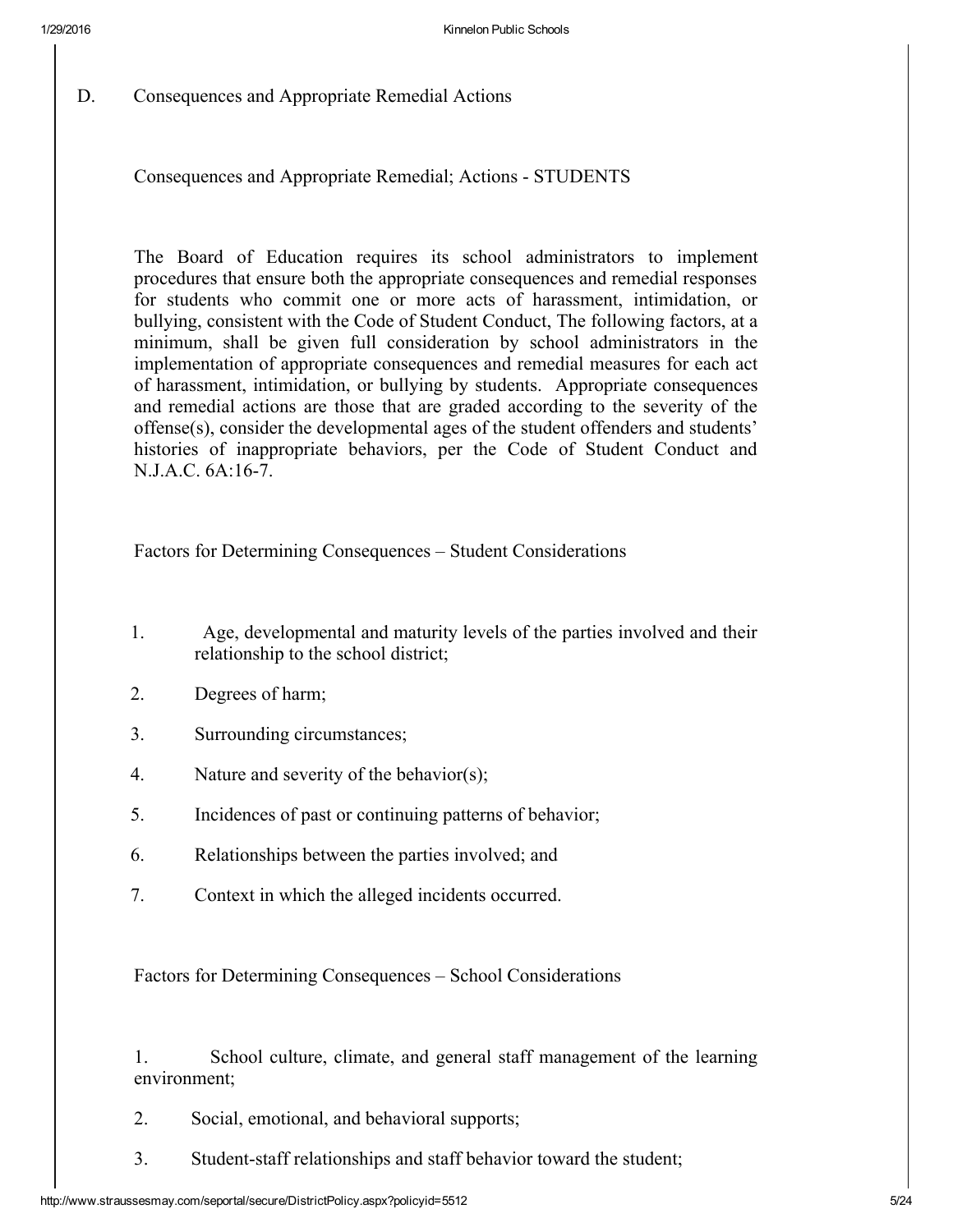D. Consequences and Appropriate Remedial Actions

Consequences and Appropriate Remedial; Actions - STUDENTS

The Board of Education requires its school administrators to implement procedures that ensure both the appropriate consequences and remedial responses for students who commit one or more acts of harassment, intimidation, or bullying, consistent with the Code of Student Conduct, The following factors, at a minimum, shall be given full consideration by school administrators in the implementation of appropriate consequences and remedial measures for each act of harassment, intimidation, or bullying by students. Appropriate consequences and remedial actions are those that are graded according to the severity of the offense(s), consider the developmental ages of the student offenders and students' histories of inappropriate behaviors, per the Code of Student Conduct and N.J.A.C. 6A:16-7.

Factors for Determining Consequences – Student Considerations

1. Age, developmental and maturity levels of the parties involved and their relationship to the school district;
2. Degrees of harm;
3. Surrounding circumstances;
4. Nature and severity of the behavior(s);
5. Incidences of past or continuing patterns of behavior;
6. Relationships between the parties involved; and
7. Context in which the alleged incidents occurred.

Factors for Determining Consequences – School Considerations

1. School culture, climate, and general staff management of the learning environment;
2. Social, emotional, and behavioral supports;
3. Student-staff relationships and staff behavior toward the student;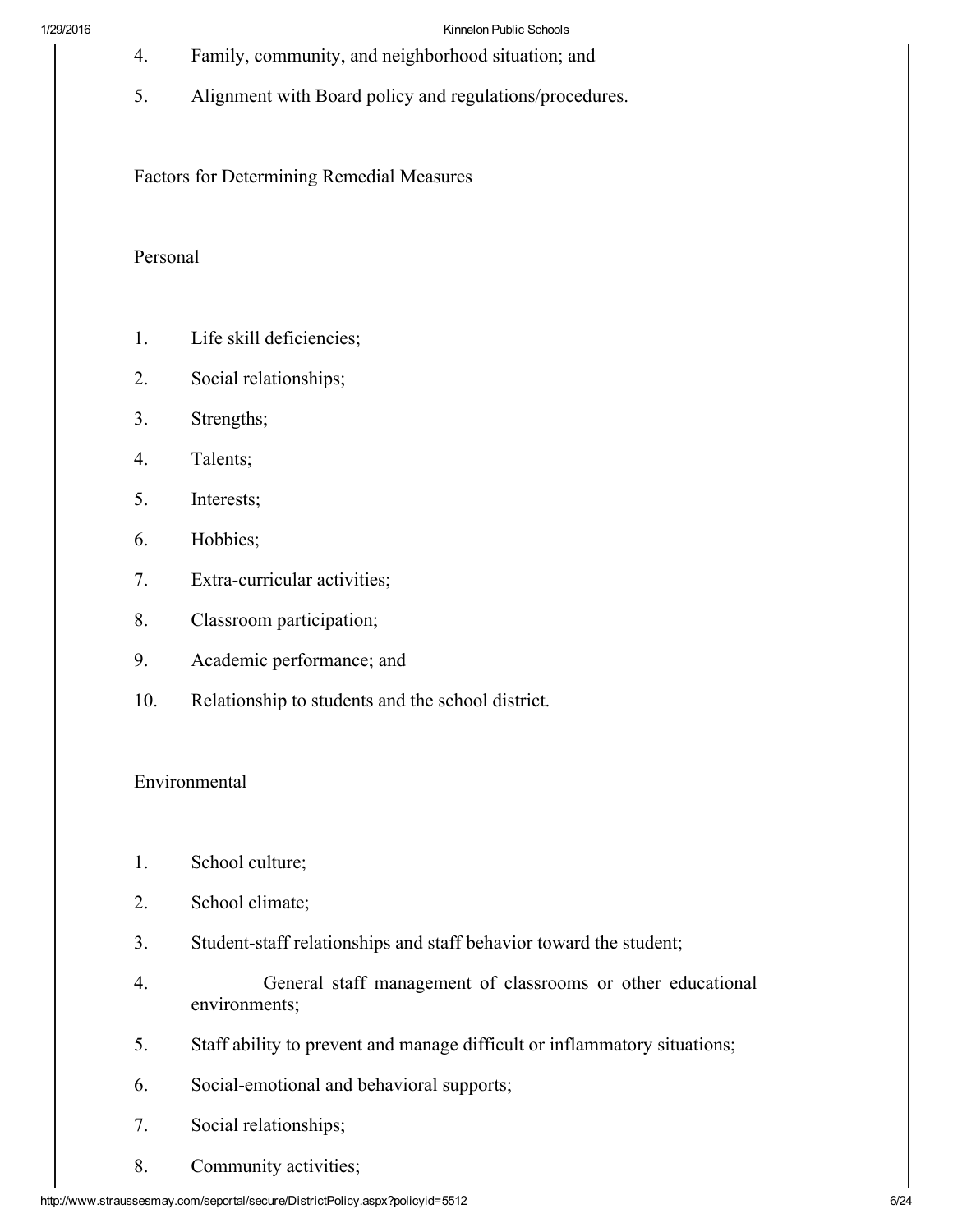4. Family, community, and neighborhood situation; and

5. Alignment with Board policy and regulations/procedures.

Factors for Determining Remedial Measures

Personal

1. Life skill deficiencies;
2. Social relationships;
3. Strengths;
4. Talents;
5. Interests;
6. Hobbies;
7. Extra-curricular activities;
8. Classroom participation;
9. Academic performance; and
10. Relationship to students and the school district.

Environmental

1. School culture;
2. School climate;
3. Student-staff relationships and staff behavior toward the student;
4. General staff management of classrooms or other educational environments;
5. Staff ability to prevent and manage difficult or inflammatory situations;
6. Social-emotional and behavioral supports;
7. Social relationships;
8. Community activities;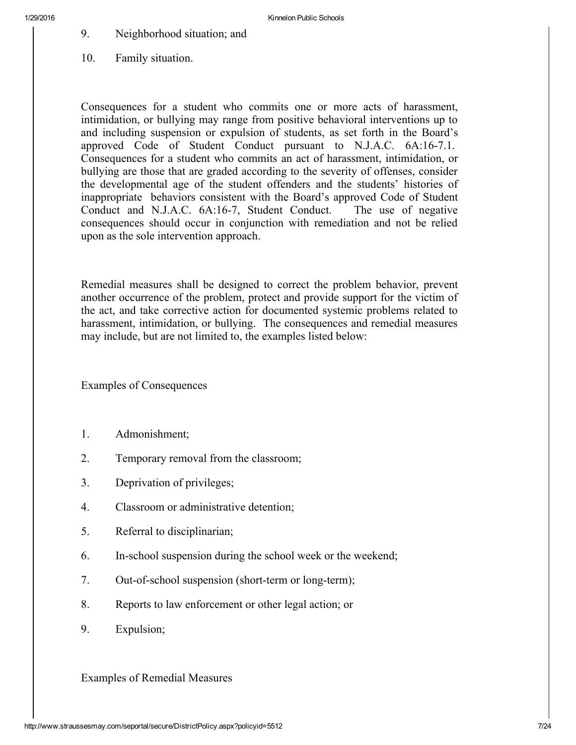9. Neighborhood situation; and
10. Family situation.

Consequences for a student who commits one or more acts of harassment, intimidation, or bullying may range from positive behavioral interventions up to and including suspension or expulsion of students, as set forth in the Board's approved Code of Student Conduct pursuant to N.J.A.C. 6A:16-7.1. Consequences for a student who commits an act of harassment, intimidation, or bullying are those that are graded according to the severity of offenses, consider the developmental age of the student offenders and the students' histories of inappropriate behaviors consistent with the Board's approved Code of Student Conduct and N.J.A.C. 6A:16-7, Student Conduct. The use of negative consequences should occur in conjunction with remediation and not be relied upon as the sole intervention approach.

Remedial measures shall be designed to correct the problem behavior, prevent another occurrence of the problem, protect and provide support for the victim of the act, and take corrective action for documented systemic problems related to harassment, intimidation, or bullying. The consequences and remedial measures may include, but are not limited to, the examples listed below:

Examples of Consequences

1. Admonishment;
2. Temporary removal from the classroom;
3. Deprivation of privileges;
4. Classroom or administrative detention;
5. Referral to disciplinarian;
6. In-school suspension during the school week or the weekend;
7. Out-of-school suspension (short-term or long-term);
8. Reports to law enforcement or other legal action; or
9. Expulsion;

Examples of Remedial Measures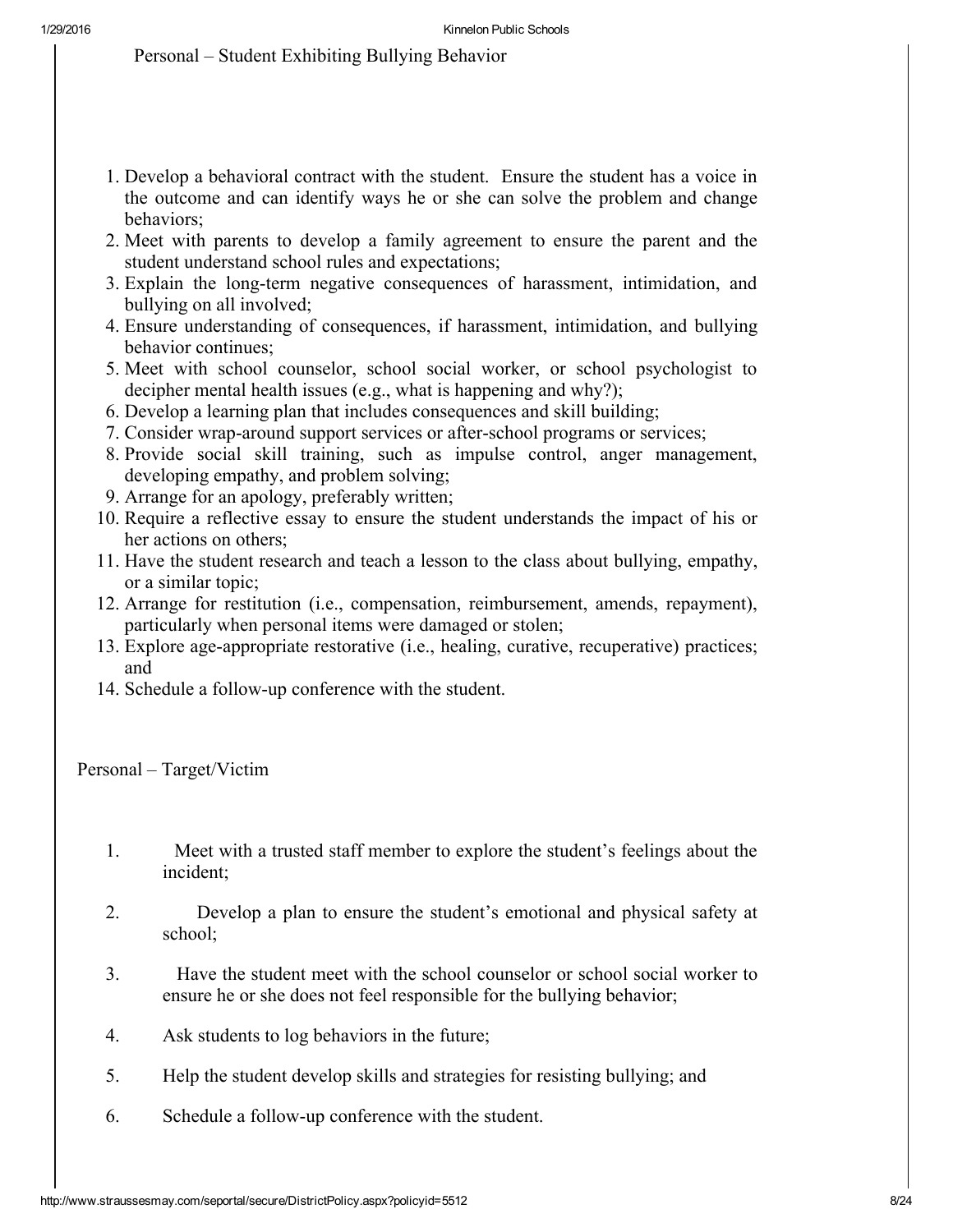Personal – Student Exhibiting Bullying Behavior

1. Develop a behavioral contract with the student. Ensure the student has a voice in the outcome and can identify ways he or she can solve the problem and change behaviors;
2. Meet with parents to develop a family agreement to ensure the parent and the student understand school rules and expectations;
3. Explain the long-term negative consequences of harassment, intimidation, and bullying on all involved;
4. Ensure understanding of consequences, if harassment, intimidation, and bullying behavior continues;
5. Meet with school counselor, school social worker, or school psychologist to decipher mental health issues (e.g., what is happening and why?);
6. Develop a learning plan that includes consequences and skill building;
7. Consider wrap-around support services or after-school programs or services;
8. Provide social skill training, such as impulse control, anger management, developing empathy, and problem solving;
9. Arrange for an apology, preferably written;
10. Require a reflective essay to ensure the student understands the impact of his or her actions on others;
11. Have the student research and teach a lesson to the class about bullying, empathy, or a similar topic;
12. Arrange for restitution (i.e., compensation, reimbursement, amends, repayment), particularly when personal items were damaged or stolen;
13. Explore age-appropriate restorative (i.e., healing, curative, recuperative) practices; and
14. Schedule a follow-up conference with the student.

Personal – Target/Victim

1. Meet with a trusted staff member to explore the student's feelings about the incident;
2. Develop a plan to ensure the student's emotional and physical safety at school;
3. Have the student meet with the school counselor or school social worker to ensure he or she does not feel responsible for the bullying behavior;
4. Ask students to log behaviors in the future;
5. Help the student develop skills and strategies for resisting bullying; and
6. Schedule a follow-up conference with the student.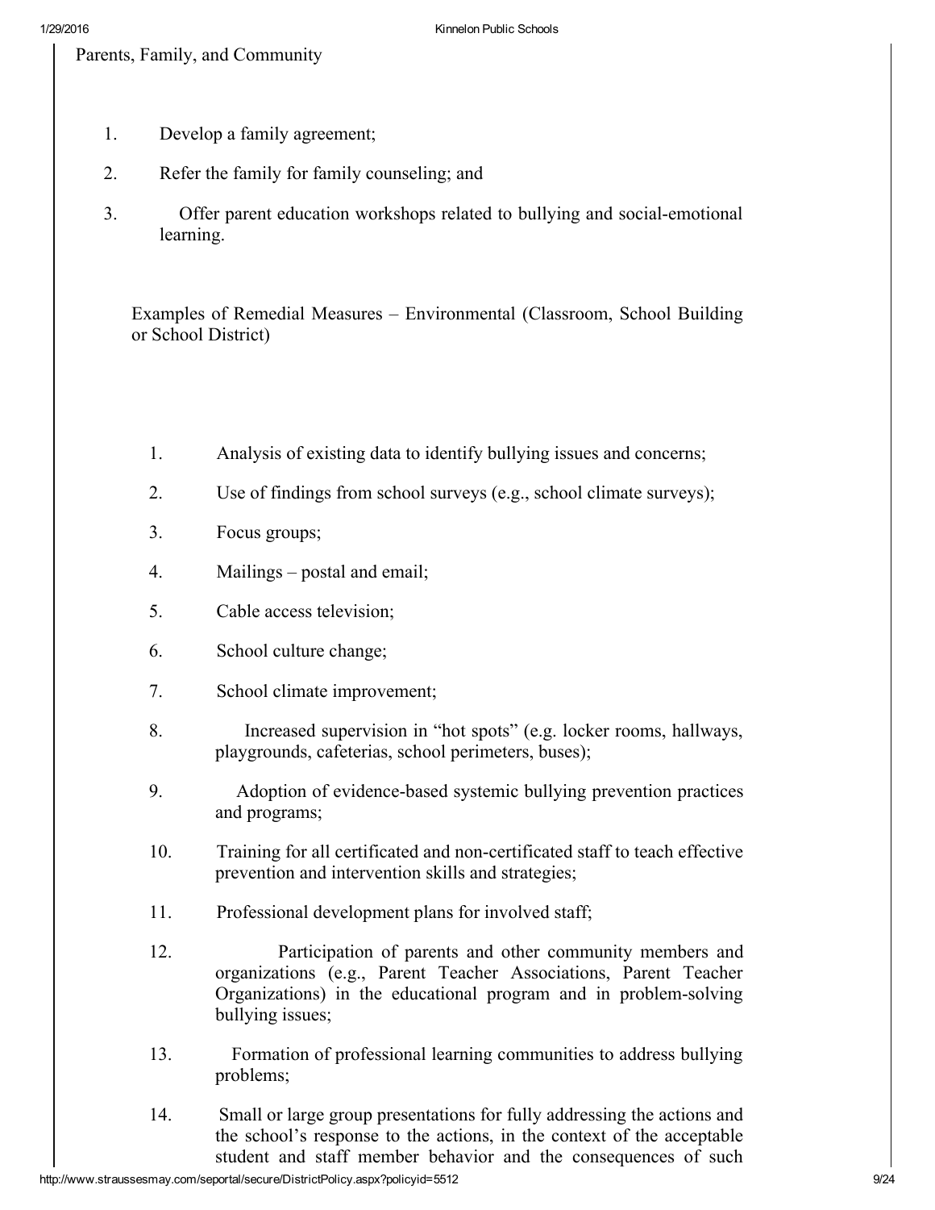Parents, Family, and Community

1. Develop a family agreement;
2. Refer the family for family counseling; and
3. Offer parent education workshops related to bullying and social-emotional learning.

Examples of Remedial Measures – Environmental (Classroom, School Building or School District)

1. Analysis of existing data to identify bullying issues and concerns;
2. Use of findings from school surveys (e.g., school climate surveys);
3. Focus groups;
4. Mailings – postal and email;
5. Cable access television;
6. School culture change;
7. School climate improvement;
8. Increased supervision in "hot spots" (e.g. locker rooms, hallways, playgrounds, cafeterias, school perimeters, buses);
9. Adoption of evidence-based systemic bullying prevention practices and programs;
10. Training for all certificated and non-certificated staff to teach effective prevention and intervention skills and strategies;
11. Professional development plans for involved staff;
12. Participation of parents and other community members and organizations (e.g., Parent Teacher Associations, Parent Teacher Organizations) in the educational program and in problem-solving bullying issues;
13. Formation of professional learning communities to address bullying problems;
14. Small or large group presentations for fully addressing the actions and the school's response to the actions, in the context of the acceptable student and staff member behavior and the consequences of such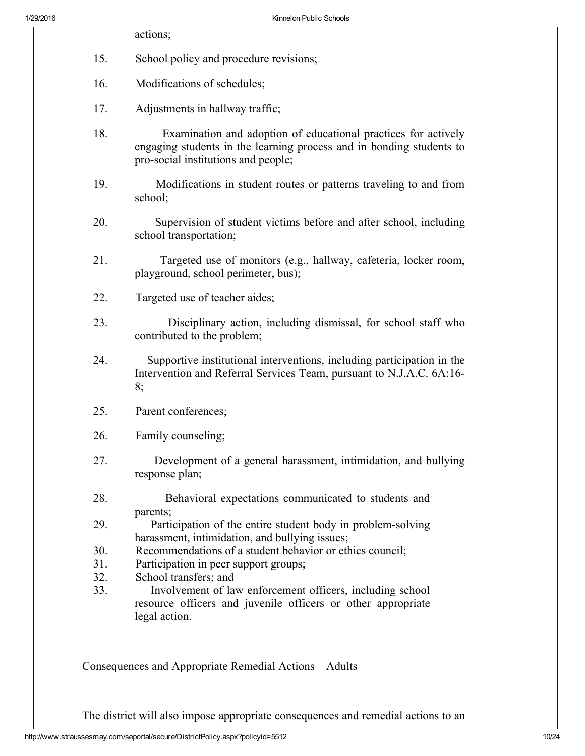actions;

15. School policy and procedure revisions;
16. Modifications of schedules;
17. Adjustments in hallway traffic;
18. Examination and adoption of educational practices for actively engaging students in the learning process and in bonding students to pro-social institutions and people;
19. Modifications in student routes or patterns traveling to and from school;
20. Supervision of student victims before and after school, including school transportation;
21. Targeted use of monitors (e.g., hallway, cafeteria, locker room, playground, school perimeter, bus);
22. Targeted use of teacher aides;
23. Disciplinary action, including dismissal, for school staff who contributed to the problem;
24. Supportive institutional interventions, including participation in the Intervention and Referral Services Team, pursuant to N.J.A.C. 6A:16-8;
25. Parent conferences;
26. Family counseling;
27. Development of a general harassment, intimidation, and bullying response plan;
28. Behavioral expectations communicated to students and parents;
29. Participation of the entire student body in problem-solving harassment, intimidation, and bullying issues;
30. Recommendations of a student behavior or ethics council;
31. Participation in peer support groups;
32. School transfers; and
33. Involvement of law enforcement officers, including school resource officers and juvenile officers or other appropriate legal action.

Consequences and Appropriate Remedial Actions – Adults

The district will also impose appropriate consequences and remedial actions to an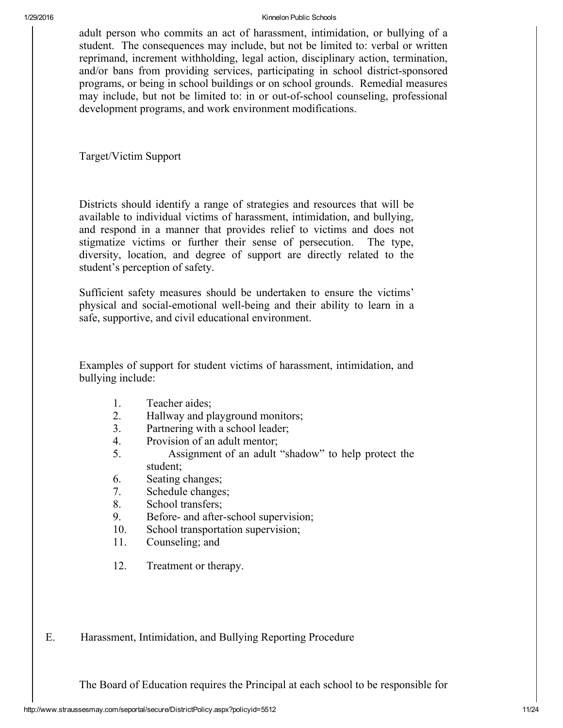adult person who commits an act of harassment, intimidation, or bullying of a student. The consequences may include, but not be limited to: verbal or written reprimand, increment withholding, legal action, disciplinary action, termination, and/or bans from providing services, participating in school district-sponsored programs, or being in school buildings or on school grounds. Remedial measures may include, but not be limited to: in or out-of-school counseling, professional development programs, and work environment modifications.

Target/Victim Support

Districts should identify a range of strategies and resources that will be available to individual victims of harassment, intimidation, and bullying, and respond in a manner that provides relief to victims and does not stigmatize victims or further their sense of persecution. The type, diversity, location, and degree of support are directly related to the student's perception of safety.

Sufficient safety measures should be undertaken to ensure the victims' physical and social-emotional well-being and their ability to learn in a safe, supportive, and civil educational environment.

Examples of support for student victims of harassment, intimidation, and bullying include:

1. Teacher aides;
2. Hallway and playground monitors;
3. Partnering with a school leader;
4. Provision of an adult mentor;
5. Assignment of an adult "shadow" to help protect the student;
6. Seating changes;
7. Schedule changes;
8. School transfers;
9. Before- and after-school supervision;
10. School transportation supervision;
11. Counseling; and
12. Treatment or therapy.

E. Harassment, Intimidation, and Bullying Reporting Procedure

The Board of Education requires the Principal at each school to be responsible for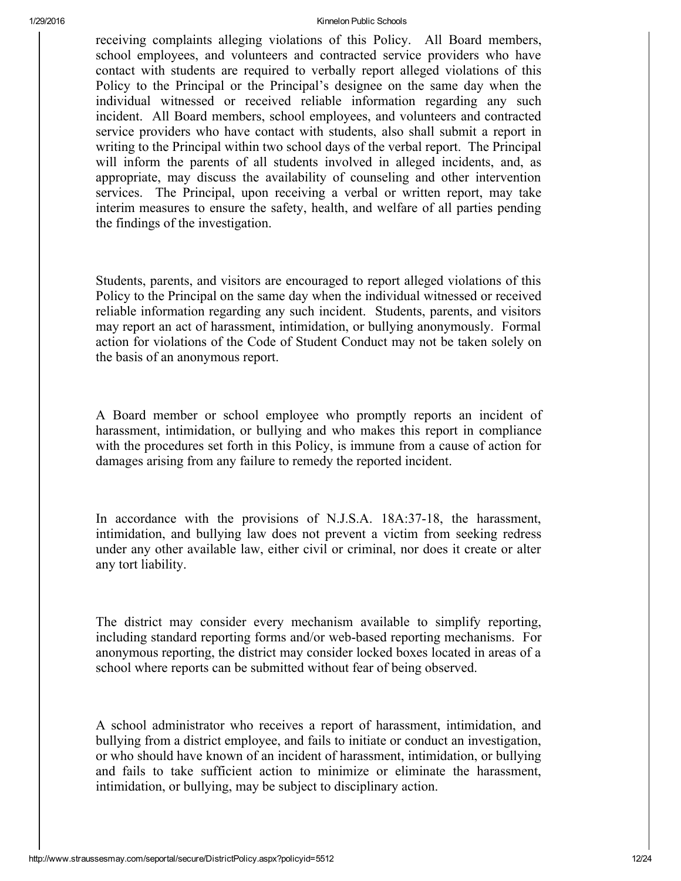receiving complaints alleging violations of this Policy. All Board members, school employees, and volunteers and contracted service providers who have contact with students are required to verbally report alleged violations of this Policy to the Principal or the Principal's designee on the same day when the individual witnessed or received reliable information regarding any such incident. All Board members, school employees, and volunteers and contracted service providers who have contact with students, also shall submit a report in writing to the Principal within two school days of the verbal report. The Principal will inform the parents of all students involved in alleged incidents, and, as appropriate, may discuss the availability of counseling and other intervention services. The Principal, upon receiving a verbal or written report, may take interim measures to ensure the safety, health, and welfare of all parties pending the findings of the investigation.

Students, parents, and visitors are encouraged to report alleged violations of this Policy to the Principal on the same day when the individual witnessed or received reliable information regarding any such incident. Students, parents, and visitors may report an act of harassment, intimidation, or bullying anonymously. Formal action for violations of the Code of Student Conduct may not be taken solely on the basis of an anonymous report.

A Board member or school employee who promptly reports an incident of harassment, intimidation, or bullying and who makes this report in compliance with the procedures set forth in this Policy, is immune from a cause of action for damages arising from any failure to remedy the reported incident.

In accordance with the provisions of N.J.S.A. 18A:37-18, the harassment, intimidation, and bullying law does not prevent a victim from seeking redress under any other available law, either civil or criminal, nor does it create or alter any tort liability.

The district may consider every mechanism available to simplify reporting, including standard reporting forms and/or web-based reporting mechanisms. For anonymous reporting, the district may consider locked boxes located in areas of a school where reports can be submitted without fear of being observed.

A school administrator who receives a report of harassment, intimidation, and bullying from a district employee, and fails to initiate or conduct an investigation, or who should have known of an incident of harassment, intimidation, or bullying and fails to take sufficient action to minimize or eliminate the harassment, intimidation, or bullying, may be subject to disciplinary action.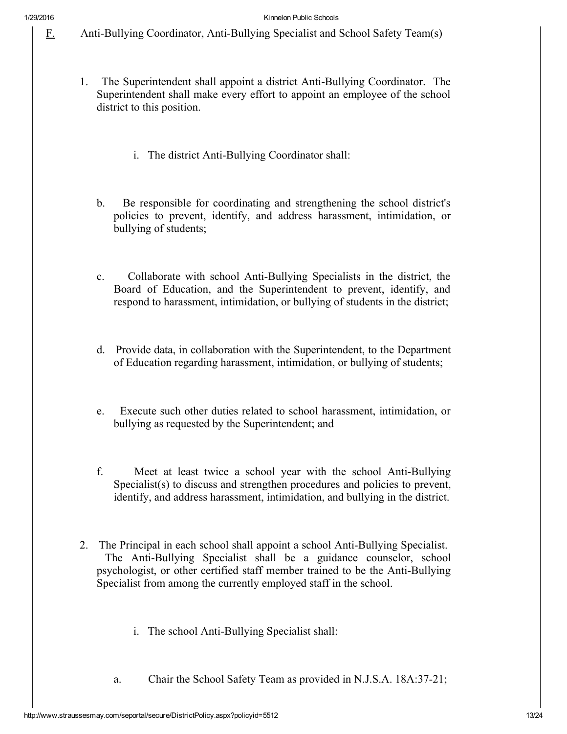F. Anti-Bullying Coordinator, Anti-Bullying Specialist and School Safety Team(s)

1. The Superintendent shall appoint a district Anti-Bullying Coordinator. The Superintendent shall make every effort to appoint an employee of the school district to this position.

   i. The district Anti-Bullying Coordinator shall:

   b. Be responsible for coordinating and strengthening the school district's policies to prevent, identify, and address harassment, intimidation, or bullying of students;

   c. Collaborate with school Anti-Bullying Specialists in the district, the Board of Education, and the Superintendent to prevent, identify, and respond to harassment, intimidation, or bullying of students in the district;

   d. Provide data, in collaboration with the Superintendent, to the Department of Education regarding harassment, intimidation, or bullying of students;

   e. Execute such other duties related to school harassment, intimidation, or bullying as requested by the Superintendent; and

   f. Meet at least twice a school year with the school Anti-Bullying Specialist(s) to discuss and strengthen procedures and policies to prevent, identify, and address harassment, intimidation, and bullying in the district.

2. The Principal in each school shall appoint a school Anti-Bullying Specialist. The Anti-Bullying Specialist shall be a guidance counselor, school psychologist, or other certified staff member trained to be the Anti-Bullying Specialist from among the currently employed staff in the school.

   i. The school Anti-Bullying Specialist shall:

   a. Chair the School Safety Team as provided in N.J.S.A. 18A:37-21;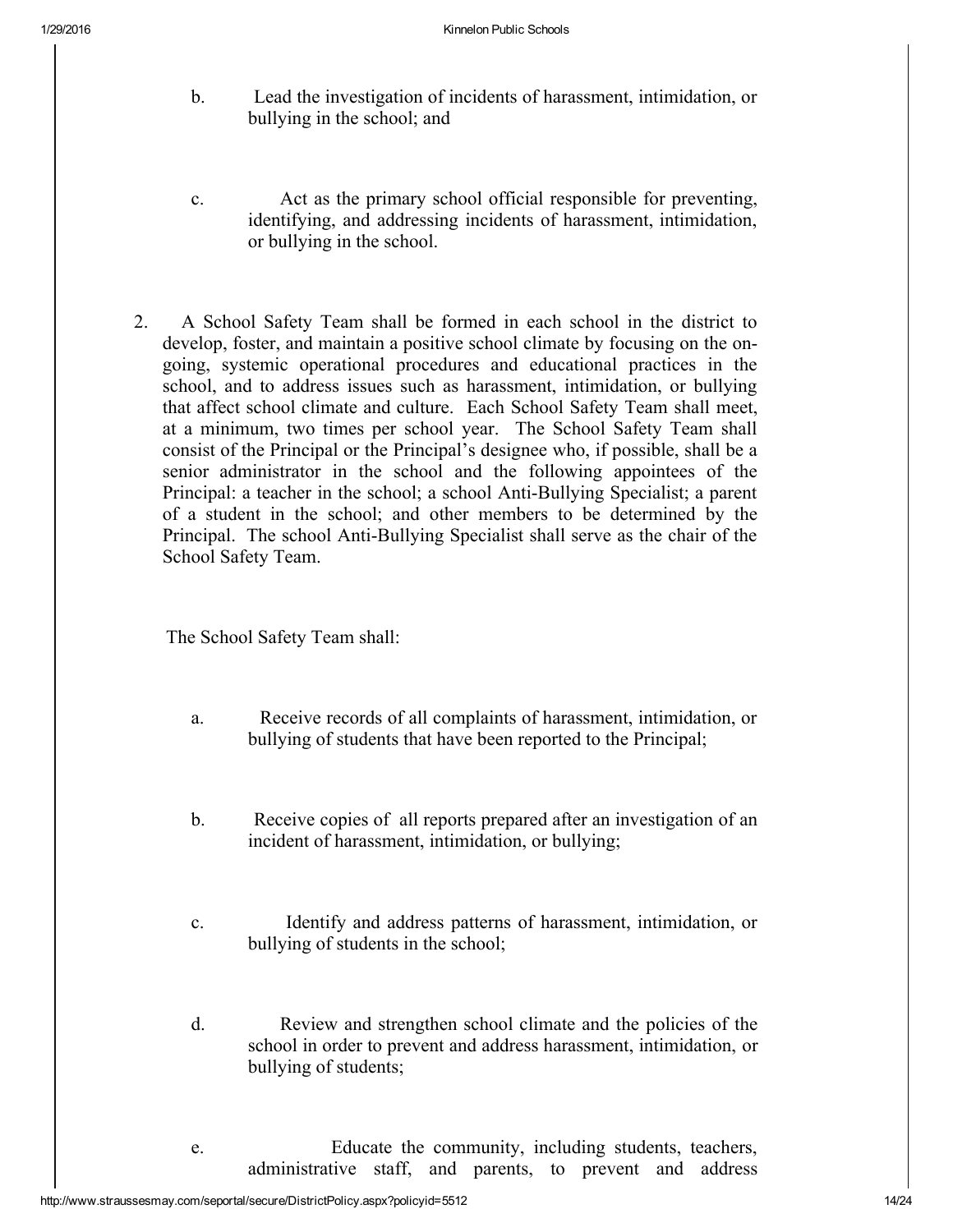b. Lead the investigation of incidents of harassment, intimidation, or bullying in the school; and

c. Act as the primary school official responsible for preventing, identifying, and addressing incidents of harassment, intimidation, or bullying in the school.

2. A School Safety Team shall be formed in each school in the district to develop, foster, and maintain a positive school climate by focusing on the on-going, systemic operational procedures and educational practices in the school, and to address issues such as harassment, intimidation, or bullying that affect school climate and culture. Each School Safety Team shall meet, at a minimum, two times per school year. The School Safety Team shall consist of the Principal or the Principal's designee who, if possible, shall be a senior administrator in the school and the following appointees of the Principal: a teacher in the school; a school Anti-Bullying Specialist; a parent of a student in the school; and other members to be determined by the Principal. The school Anti-Bullying Specialist shall serve as the chair of the School Safety Team.

The School Safety Team shall:

a. Receive records of all complaints of harassment, intimidation, or bullying of students that have been reported to the Principal;

b. Receive copies of all reports prepared after an investigation of an incident of harassment, intimidation, or bullying;

c. Identify and address patterns of harassment, intimidation, or bullying of students in the school;

d. Review and strengthen school climate and the policies of the school in order to prevent and address harassment, intimidation, or bullying of students;

e. Educate the community, including students, teachers, administrative staff, and parents, to prevent and address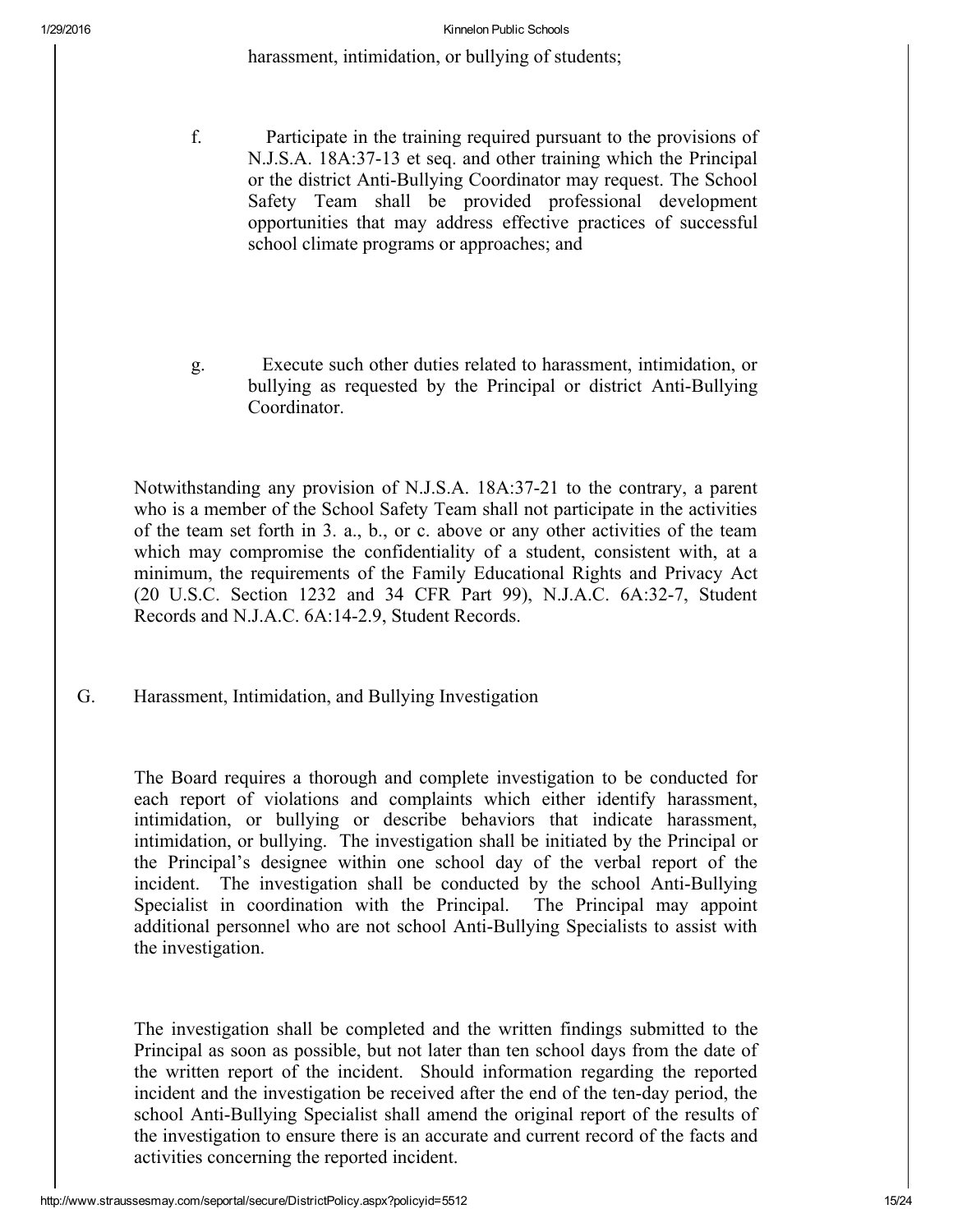harassment, intimidation, or bullying of students;

f. Participate in the training required pursuant to the provisions of N.J.S.A. 18A:37-13 et seq. and other training which the Principal or the district Anti-Bullying Coordinator may request. The School Safety Team shall be provided professional development opportunities that may address effective practices of successful school climate programs or approaches; and

g. Execute such other duties related to harassment, intimidation, or bullying as requested by the Principal or district Anti-Bullying Coordinator.

Notwithstanding any provision of N.J.S.A. 18A:37-21 to the contrary, a parent who is a member of the School Safety Team shall not participate in the activities of the team set forth in 3. a., b., or c. above or any other activities of the team which may compromise the confidentiality of a student, consistent with, at a minimum, the requirements of the Family Educational Rights and Privacy Act (20 U.S.C. Section 1232 and 34 CFR Part 99), N.J.A.C. 6A:32-7, Student Records and N.J.A.C. 6A:14-2.9, Student Records.

G. Harassment, Intimidation, and Bullying Investigation

The Board requires a thorough and complete investigation to be conducted for each report of violations and complaints which either identify harassment, intimidation, or bullying or describe behaviors that indicate harassment, intimidation, or bullying. The investigation shall be initiated by the Principal or the Principal's designee within one school day of the verbal report of the incident. The investigation shall be conducted by the school Anti-Bullying Specialist in coordination with the Principal. The Principal may appoint additional personnel who are not school Anti-Bullying Specialists to assist with the investigation.

The investigation shall be completed and the written findings submitted to the Principal as soon as possible, but not later than ten school days from the date of the written report of the incident. Should information regarding the reported incident and the investigation be received after the end of the ten-day period, the school Anti-Bullying Specialist shall amend the original report of the results of the investigation to ensure there is an accurate and current record of the facts and activities concerning the reported incident.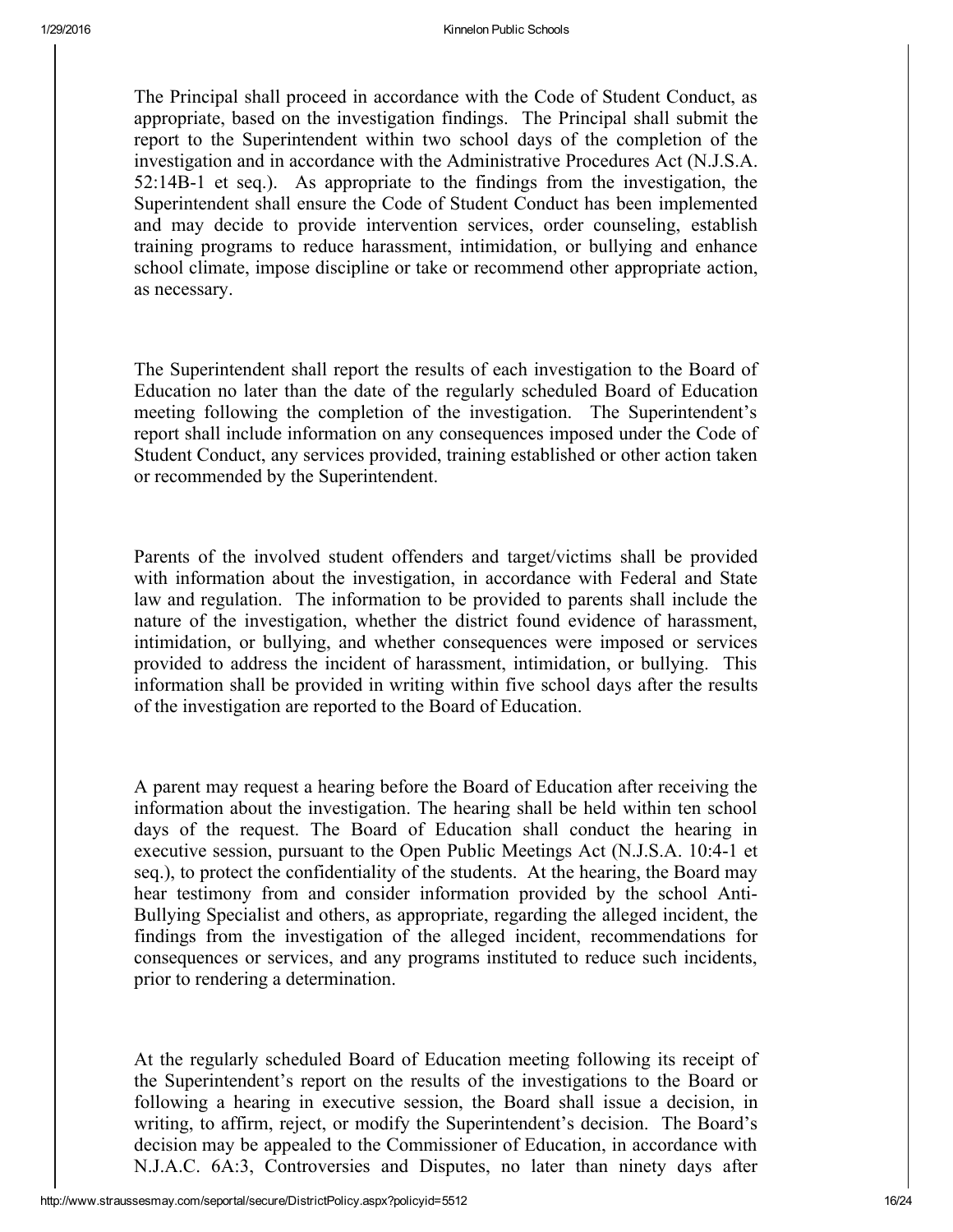The Principal shall proceed in accordance with the Code of Student Conduct, as appropriate, based on the investigation findings. The Principal shall submit the report to the Superintendent within two school days of the completion of the investigation and in accordance with the Administrative Procedures Act (N.J.S.A. 52:14B-1 et seq.). As appropriate to the findings from the investigation, the Superintendent shall ensure the Code of Student Conduct has been implemented and may decide to provide intervention services, order counseling, establish training programs to reduce harassment, intimidation, or bullying and enhance school climate, impose discipline or take or recommend other appropriate action, as necessary.

The Superintendent shall report the results of each investigation to the Board of Education no later than the date of the regularly scheduled Board of Education meeting following the completion of the investigation. The Superintendent's report shall include information on any consequences imposed under the Code of Student Conduct, any services provided, training established or other action taken or recommended by the Superintendent.

Parents of the involved student offenders and target/victims shall be provided with information about the investigation, in accordance with Federal and State law and regulation. The information to be provided to parents shall include the nature of the investigation, whether the district found evidence of harassment, intimidation, or bullying, and whether consequences were imposed or services provided to address the incident of harassment, intimidation, or bullying. This information shall be provided in writing within five school days after the results of the investigation are reported to the Board of Education.

A parent may request a hearing before the Board of Education after receiving the information about the investigation. The hearing shall be held within ten school days of the request. The Board of Education shall conduct the hearing in executive session, pursuant to the Open Public Meetings Act (N.J.S.A. 10:4-1 et seq.), to protect the confidentiality of the students. At the hearing, the Board may hear testimony from and consider information provided by the school Anti-Bullying Specialist and others, as appropriate, regarding the alleged incident, the findings from the investigation of the alleged incident, recommendations for consequences or services, and any programs instituted to reduce such incidents, prior to rendering a determination.

At the regularly scheduled Board of Education meeting following its receipt of the Superintendent's report on the results of the investigations to the Board or following a hearing in executive session, the Board shall issue a decision, in writing, to affirm, reject, or modify the Superintendent's decision. The Board's decision may be appealed to the Commissioner of Education, in accordance with N.J.A.C. 6A:3, Controversies and Disputes, no later than ninety days after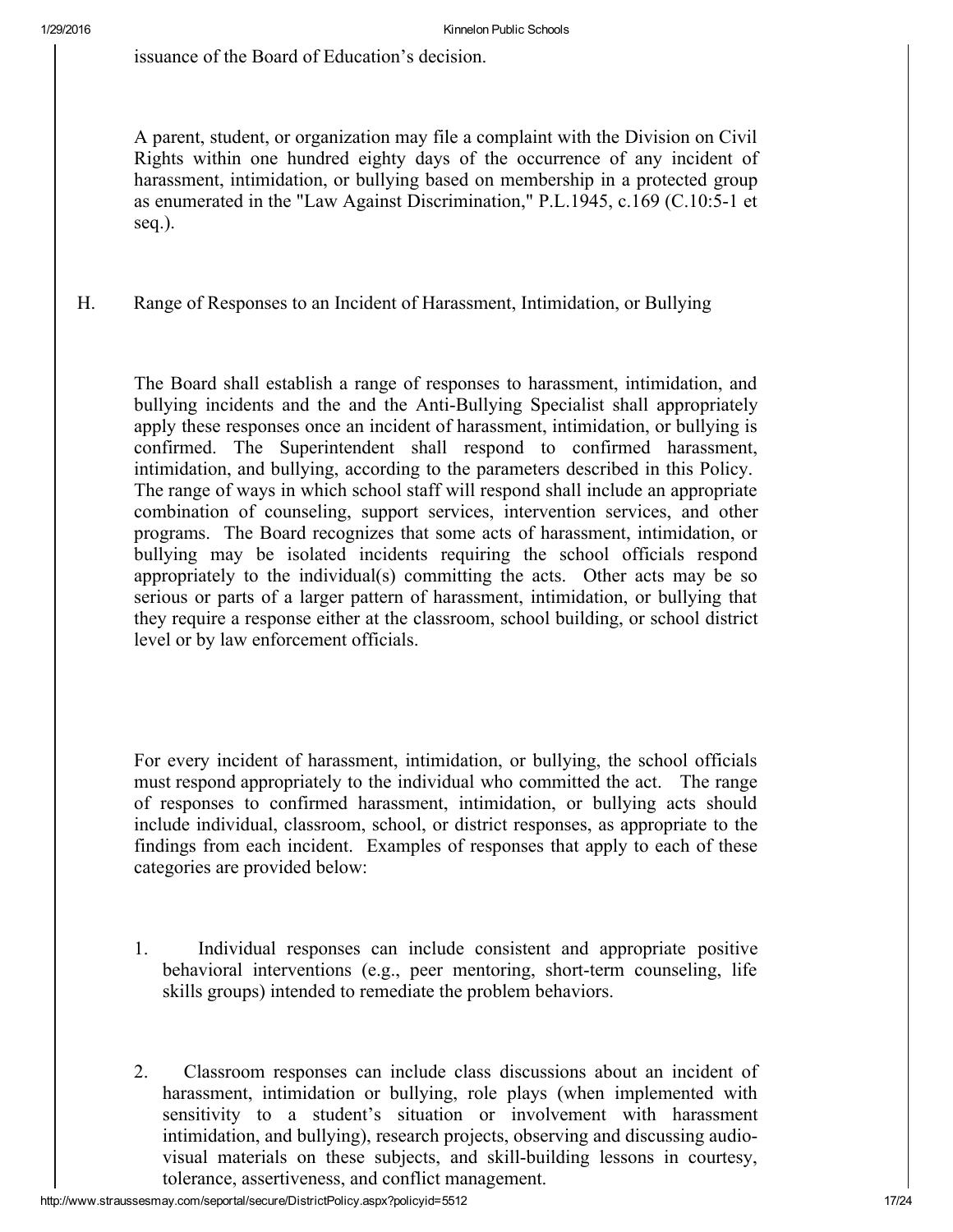issuance of the Board of Education's decision.

A parent, student, or organization may file a complaint with the Division on Civil Rights within one hundred eighty days of the occurrence of any incident of harassment, intimidation, or bullying based on membership in a protected group as enumerated in the "Law Against Discrimination," P.L.1945, c.169 (C.10:5-1 et seq.).

H. Range of Responses to an Incident of Harassment, Intimidation, or Bullying

The Board shall establish a range of responses to harassment, intimidation, and bullying incidents and the and the Anti-Bullying Specialist shall appropriately apply these responses once an incident of harassment, intimidation, or bullying is confirmed. The Superintendent shall respond to confirmed harassment, intimidation, and bullying, according to the parameters described in this Policy. The range of ways in which school staff will respond shall include an appropriate combination of counseling, support services, intervention services, and other programs. The Board recognizes that some acts of harassment, intimidation, or bullying may be isolated incidents requiring the school officials respond appropriately to the individual(s) committing the acts. Other acts may be so serious or parts of a larger pattern of harassment, intimidation, or bullying that they require a response either at the classroom, school building, or school district level or by law enforcement officials.

For every incident of harassment, intimidation, or bullying, the school officials must respond appropriately to the individual who committed the act. The range of responses to confirmed harassment, intimidation, or bullying acts should include individual, classroom, school, or district responses, as appropriate to the findings from each incident. Examples of responses that apply to each of these categories are provided below:

1. Individual responses can include consistent and appropriate positive behavioral interventions (e.g., peer mentoring, short-term counseling, life skills groups) intended to remediate the problem behaviors.

2. Classroom responses can include class discussions about an incident of harassment, intimidation or bullying, role plays (when implemented with sensitivity to a student's situation or involvement with harassment intimidation, and bullying), research projects, observing and discussing audio-visual materials on these subjects, and skill-building lessons in courtesy, tolerance, assertiveness, and conflict management.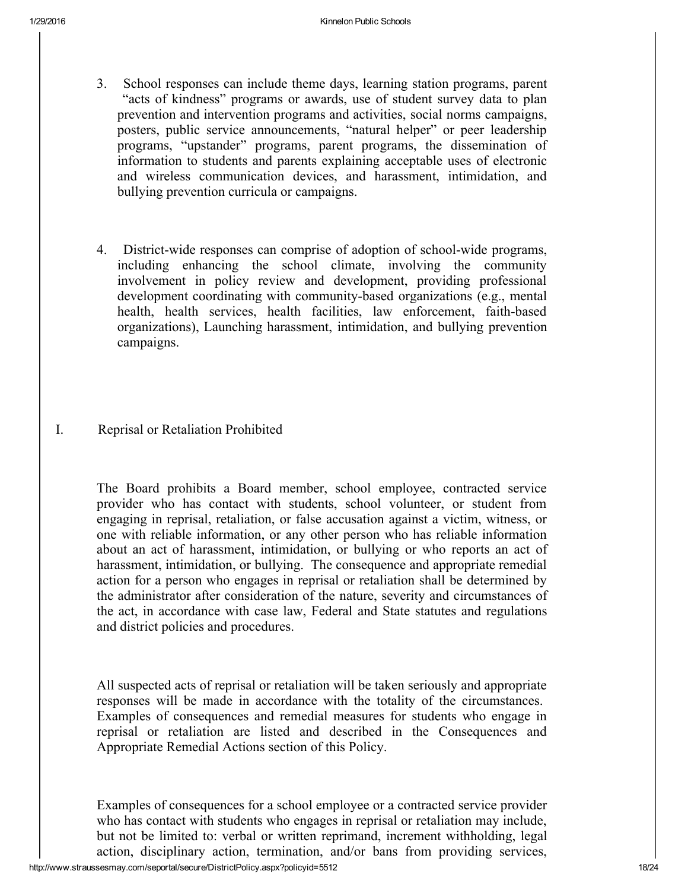3. School responses can include theme days, learning station programs, parent "acts of kindness" programs or awards, use of student survey data to plan prevention and intervention programs and activities, social norms campaigns, posters, public service announcements, "natural helper" or peer leadership programs, "upstander" programs, parent programs, the dissemination of information to students and parents explaining acceptable uses of electronic and wireless communication devices, and harassment, intimidation, and bullying prevention curricula or campaigns.

4. District-wide responses can comprise of adoption of school-wide programs, including enhancing the school climate, involving the community involvement in policy review and development, providing professional development coordinating with community-based organizations (e.g., mental health, health services, health facilities, law enforcement, faith-based organizations), Launching harassment, intimidation, and bullying prevention campaigns.

## I. Reprisal or Retaliation Prohibited

The Board prohibits a Board member, school employee, contracted service provider who has contact with students, school volunteer, or student from engaging in reprisal, retaliation, or false accusation against a victim, witness, or one with reliable information, or any other person who has reliable information about an act of harassment, intimidation, or bullying or who reports an act of harassment, intimidation, or bullying. The consequence and appropriate remedial action for a person who engages in reprisal or retaliation shall be determined by the administrator after consideration of the nature, severity and circumstances of the act, in accordance with case law, Federal and State statutes and regulations and district policies and procedures.

All suspected acts of reprisal or retaliation will be taken seriously and appropriate responses will be made in accordance with the totality of the circumstances. Examples of consequences and remedial measures for students who engage in reprisal or retaliation are listed and described in the Consequences and Appropriate Remedial Actions section of this Policy.

Examples of consequences for a school employee or a contracted service provider who has contact with students who engages in reprisal or retaliation may include, but not be limited to: verbal or written reprimand, increment withholding, legal action, disciplinary action, termination, and/or bans from providing services,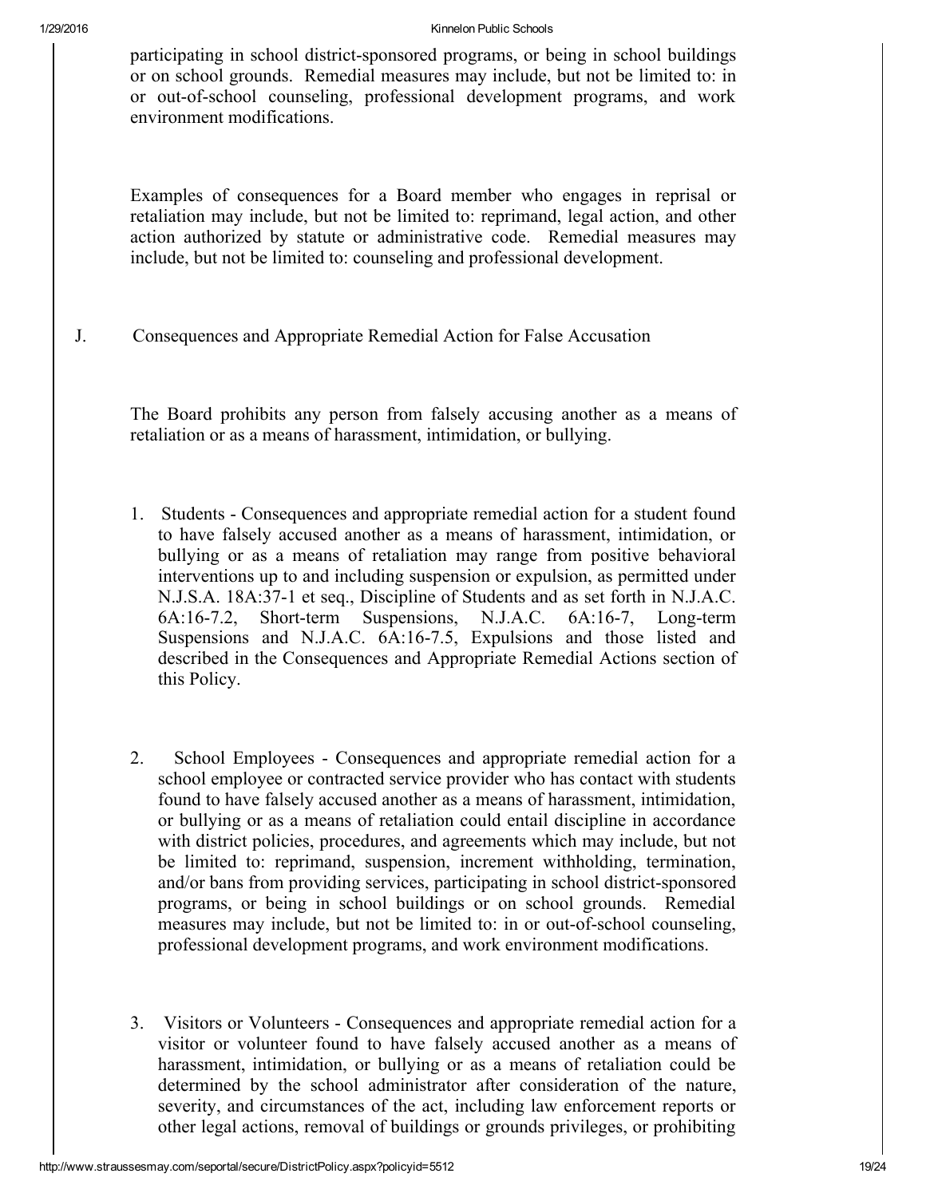participating in school district-sponsored programs, or being in school buildings or on school grounds. Remedial measures may include, but not be limited to: in or out-of-school counseling, professional development programs, and work environment modifications.

Examples of consequences for a Board member who engages in reprisal or retaliation may include, but not be limited to: reprimand, legal action, and other action authorized by statute or administrative code. Remedial measures may include, but not be limited to: counseling and professional development.

J. Consequences and Appropriate Remedial Action for False Accusation

The Board prohibits any person from falsely accusing another as a means of retaliation or as a means of harassment, intimidation, or bullying.

1. Students - Consequences and appropriate remedial action for a student found to have falsely accused another as a means of harassment, intimidation, or bullying or as a means of retaliation may range from positive behavioral interventions up to and including suspension or expulsion, as permitted under N.J.S.A. 18A:37-1 et seq., Discipline of Students and as set forth in N.J.A.C. 6A:16-7.2, Short-term Suspensions, N.J.A.C. 6A:16-7, Long-term Suspensions and N.J.A.C. 6A:16-7.5, Expulsions and those listed and described in the Consequences and Appropriate Remedial Actions section of this Policy.

2. School Employees - Consequences and appropriate remedial action for a school employee or contracted service provider who has contact with students found to have falsely accused another as a means of harassment, intimidation, or bullying or as a means of retaliation could entail discipline in accordance with district policies, procedures, and agreements which may include, but not be limited to: reprimand, suspension, increment withholding, termination, and/or bans from providing services, participating in school district-sponsored programs, or being in school buildings or on school grounds. Remedial measures may include, but not be limited to: in or out-of-school counseling, professional development programs, and work environment modifications.

3. Visitors or Volunteers - Consequences and appropriate remedial action for a visitor or volunteer found to have falsely accused another as a means of harassment, intimidation, or bullying or as a means of retaliation could be determined by the school administrator after consideration of the nature, severity, and circumstances of the act, including law enforcement reports or other legal actions, removal of buildings or grounds privileges, or prohibiting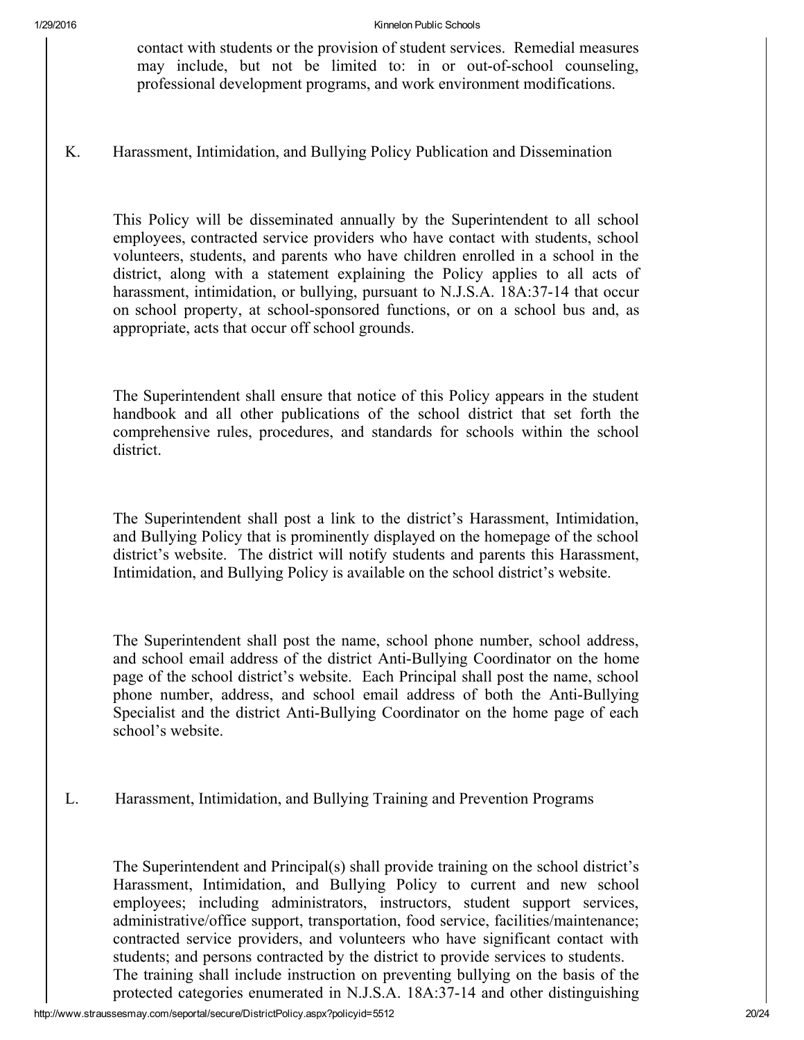contact with students or the provision of student services. Remedial measures may include, but not be limited to: in or out-of-school counseling, professional development programs, and work environment modifications.

K. Harassment, Intimidation, and Bullying Policy Publication and Dissemination

This Policy will be disseminated annually by the Superintendent to all school employees, contracted service providers who have contact with students, school volunteers, students, and parents who have children enrolled in a school in the district, along with a statement explaining the Policy applies to all acts of harassment, intimidation, or bullying, pursuant to N.J.S.A. 18A:37-14 that occur on school property, at school-sponsored functions, or on a school bus and, as appropriate, acts that occur off school grounds.

The Superintendent shall ensure that notice of this Policy appears in the student handbook and all other publications of the school district that set forth the comprehensive rules, procedures, and standards for schools within the school district.

The Superintendent shall post a link to the district's Harassment, Intimidation, and Bullying Policy that is prominently displayed on the homepage of the school district's website. The district will notify students and parents this Harassment, Intimidation, and Bullying Policy is available on the school district's website.

The Superintendent shall post the name, school phone number, school address, and school email address of the district Anti-Bullying Coordinator on the home page of the school district's website. Each Principal shall post the name, school phone number, address, and school email address of both the Anti-Bullying Specialist and the district Anti-Bullying Coordinator on the home page of each school's website.

L. Harassment, Intimidation, and Bullying Training and Prevention Programs

The Superintendent and Principal(s) shall provide training on the school district's Harassment, Intimidation, and Bullying Policy to current and new school employees; including administrators, instructors, student support services, administrative/office support, transportation, food service, facilities/maintenance; contracted service providers, and volunteers who have significant contact with students; and persons contracted by the district to provide services to students. The training shall include instruction on preventing bullying on the basis of the protected categories enumerated in N.J.S.A. 18A:37-14 and other distinguishing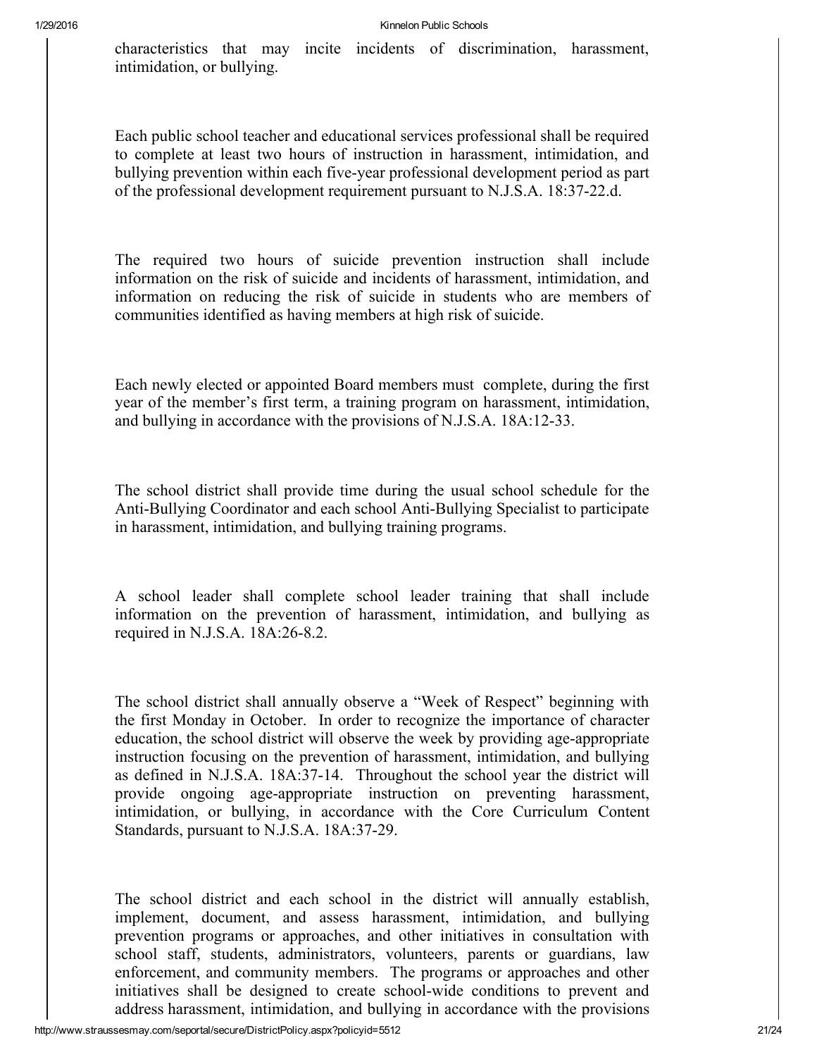characteristics that may incite incidents of discrimination, harassment, intimidation, or bullying.

Each public school teacher and educational services professional shall be required to complete at least two hours of instruction in harassment, intimidation, and bullying prevention within each five-year professional development period as part of the professional development requirement pursuant to N.J.S.A. 18:37-22.d.

The required two hours of suicide prevention instruction shall include information on the risk of suicide and incidents of harassment, intimidation, and information on reducing the risk of suicide in students who are members of communities identified as having members at high risk of suicide.

Each newly elected or appointed Board members must complete, during the first year of the member's first term, a training program on harassment, intimidation, and bullying in accordance with the provisions of N.J.S.A. 18A:12-33.

The school district shall provide time during the usual school schedule for the Anti-Bullying Coordinator and each school Anti-Bullying Specialist to participate in harassment, intimidation, and bullying training programs.

A school leader shall complete school leader training that shall include information on the prevention of harassment, intimidation, and bullying as required in N.J.S.A. 18A:26-8.2.

The school district shall annually observe a "Week of Respect" beginning with the first Monday in October. In order to recognize the importance of character education, the school district will observe the week by providing age-appropriate instruction focusing on the prevention of harassment, intimidation, and bullying as defined in N.J.S.A. 18A:37-14. Throughout the school year the district will provide ongoing age-appropriate instruction on preventing harassment, intimidation, or bullying, in accordance with the Core Curriculum Content Standards, pursuant to N.J.S.A. 18A:37-29.

The school district and each school in the district will annually establish, implement, document, and assess harassment, intimidation, and bullying prevention programs or approaches, and other initiatives in consultation with school staff, students, administrators, volunteers, parents or guardians, law enforcement, and community members. The programs or approaches and other initiatives shall be designed to create school-wide conditions to prevent and address harassment, intimidation, and bullying in accordance with the provisions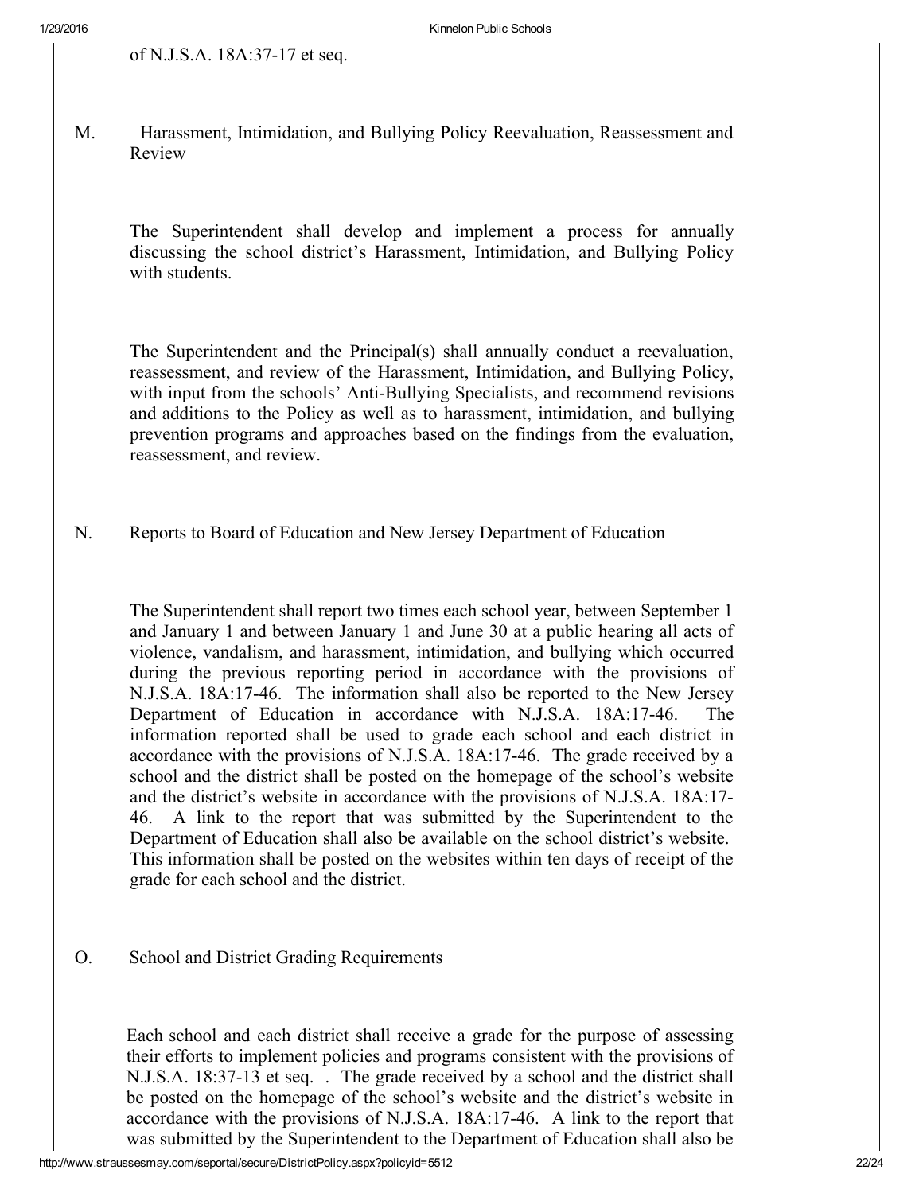of N.J.S.A. 18A:37-17 et seq.

M. Harassment, Intimidation, and Bullying Policy Reevaluation, Reassessment and Review

The Superintendent shall develop and implement a process for annually discussing the school district's Harassment, Intimidation, and Bullying Policy with students.

The Superintendent and the Principal(s) shall annually conduct a reevaluation, reassessment, and review of the Harassment, Intimidation, and Bullying Policy, with input from the schools' Anti-Bullying Specialists, and recommend revisions and additions to the Policy as well as to harassment, intimidation, and bullying prevention programs and approaches based on the findings from the evaluation, reassessment, and review.

N. Reports to Board of Education and New Jersey Department of Education

The Superintendent shall report two times each school year, between September 1 and January 1 and between January 1 and June 30 at a public hearing all acts of violence, vandalism, and harassment, intimidation, and bullying which occurred during the previous reporting period in accordance with the provisions of N.J.S.A. 18A:17-46. The information shall also be reported to the New Jersey Department of Education in accordance with N.J.S.A. 18A:17-46. The information reported shall be used to grade each school and each district in accordance with the provisions of N.J.S.A. 18A:17-46. The grade received by a school and the district shall be posted on the homepage of the school's website and the district's website in accordance with the provisions of N.J.S.A. 18A:17-46. A link to the report that was submitted by the Superintendent to the Department of Education shall also be available on the school district's website. This information shall be posted on the websites within ten days of receipt of the grade for each school and the district.

O. School and District Grading Requirements

Each school and each district shall receive a grade for the purpose of assessing their efforts to implement policies and programs consistent with the provisions of N.J.S.A. 18:37-13 et seq. . The grade received by a school and the district shall be posted on the homepage of the school's website and the district's website in accordance with the provisions of N.J.S.A. 18A:17-46. A link to the report that was submitted by the Superintendent to the Department of Education shall also be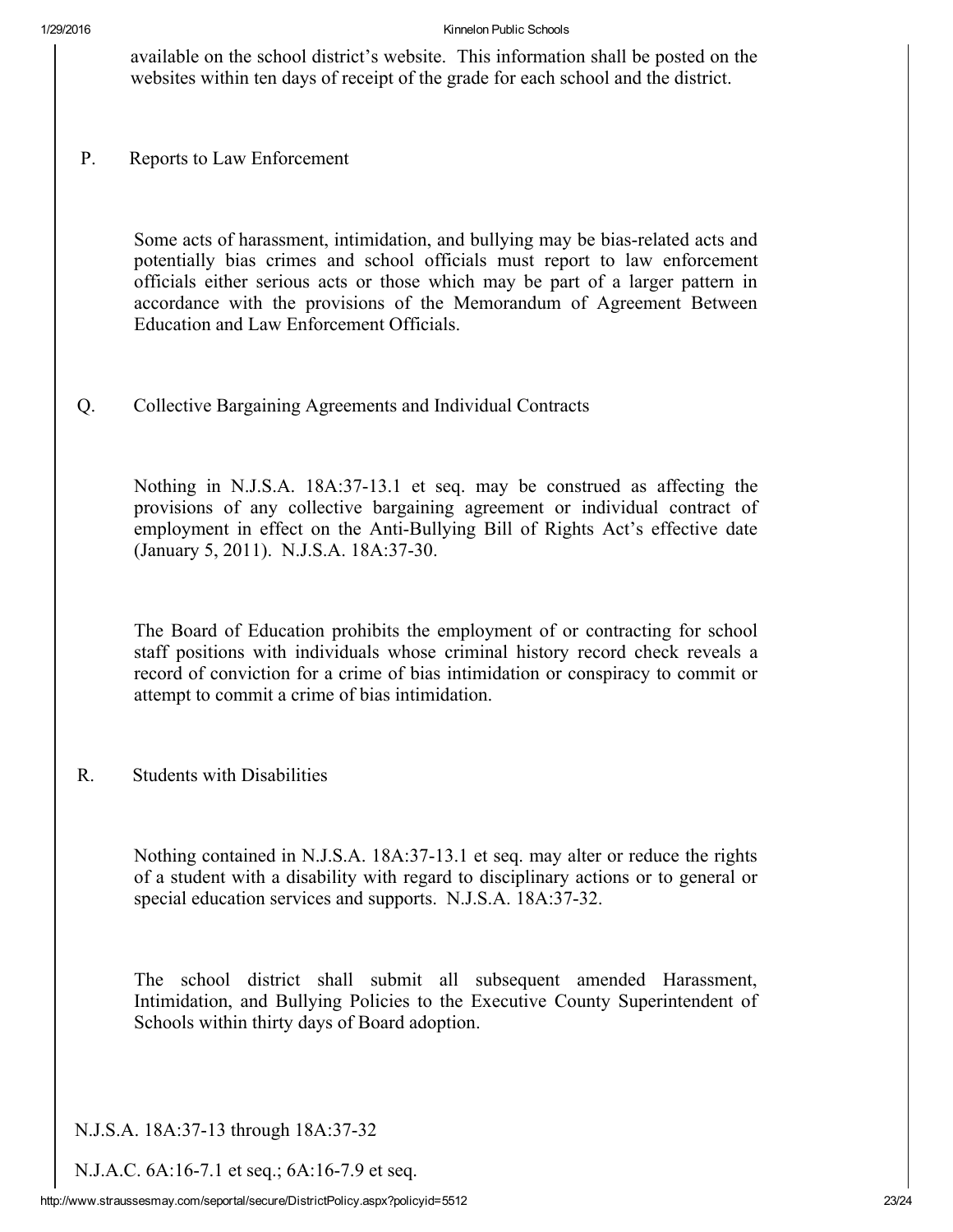available on the school district's website. This information shall be posted on the websites within ten days of receipt of the grade for each school and the district.

P. Reports to Law Enforcement

Some acts of harassment, intimidation, and bullying may be bias-related acts and potentially bias crimes and school officials must report to law enforcement officials either serious acts or those which may be part of a larger pattern in accordance with the provisions of the Memorandum of Agreement Between Education and Law Enforcement Officials.

Q. Collective Bargaining Agreements and Individual Contracts

Nothing in N.J.S.A. 18A:37-13.1 et seq. may be construed as affecting the provisions of any collective bargaining agreement or individual contract of employment in effect on the Anti-Bullying Bill of Rights Act's effective date (January 5, 2011). N.J.S.A. 18A:37-30.

The Board of Education prohibits the employment of or contracting for school staff positions with individuals whose criminal history record check reveals a record of conviction for a crime of bias intimidation or conspiracy to commit or attempt to commit a crime of bias intimidation.

R. Students with Disabilities

Nothing contained in N.J.S.A. 18A:37-13.1 et seq. may alter or reduce the rights of a student with a disability with regard to disciplinary actions or to general or special education services and supports. N.J.S.A. 18A:37-32.

The school district shall submit all subsequent amended Harassment, Intimidation, and Bullying Policies to the Executive County Superintendent of Schools within thirty days of Board adoption.

N.J.S.A. 18A:37-13 through 18A:37-32

N.J.A.C. 6A:16-7.1 et seq.; 6A:16-7.9 et seq.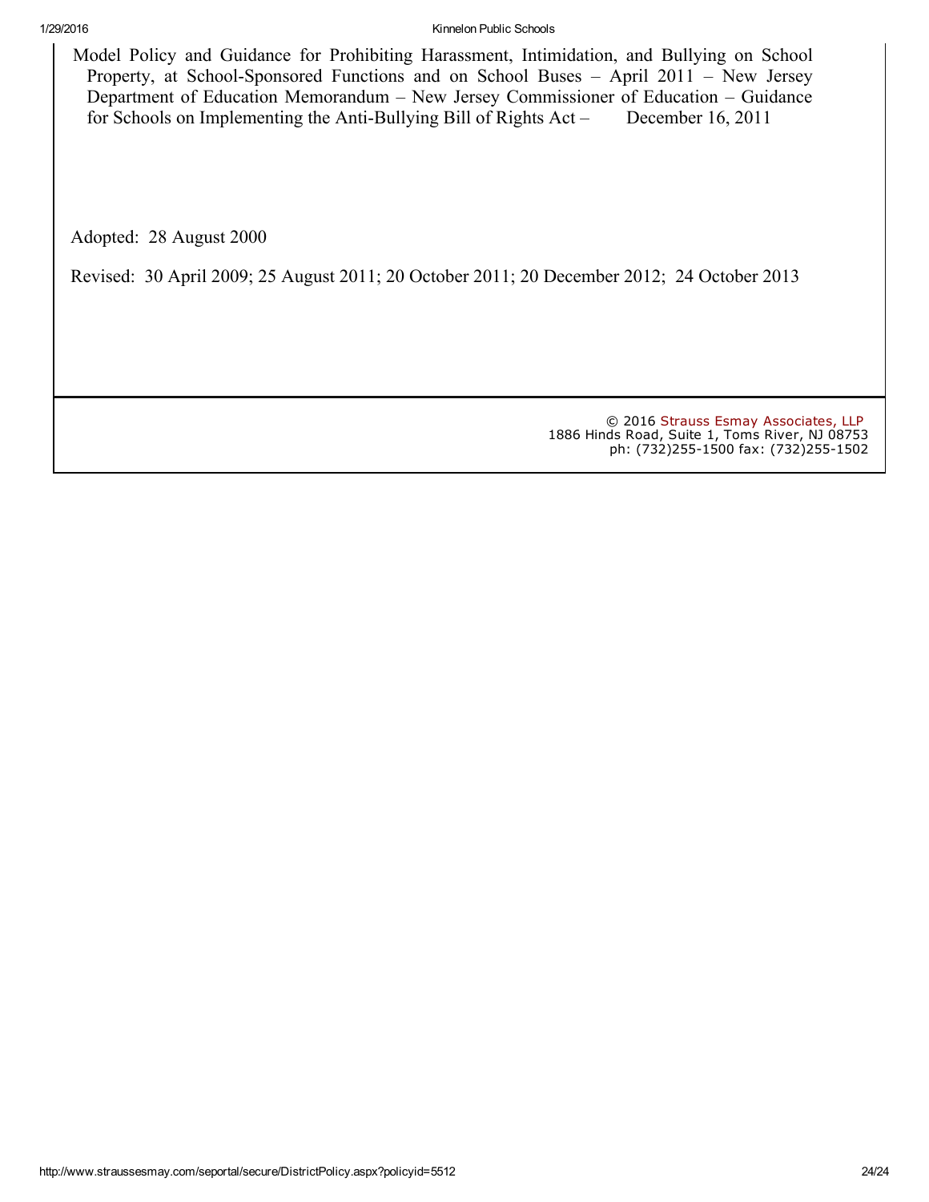Model Policy and Guidance for Prohibiting Harassment, Intimidation, and Bullying on School Property, at School-Sponsored Functions and on School Buses – April 2011 – New Jersey Department of Education Memorandum – New Jersey Commissioner of Education – Guidance for Schools on Implementing the Anti-Bullying Bill of Rights Act – December 16, 2011

Adopted: 28 August 2000

Revised: 30 April 2009; 25 August 2011; 20 October 2011; 20 December 2012; 24 October 2013

© 2016 Strauss Esmay Associates, LLP
1886 Hinds Road, Suite 1, Toms River, NJ 08753
ph: (732)255-1500 fax: (732)255-1502